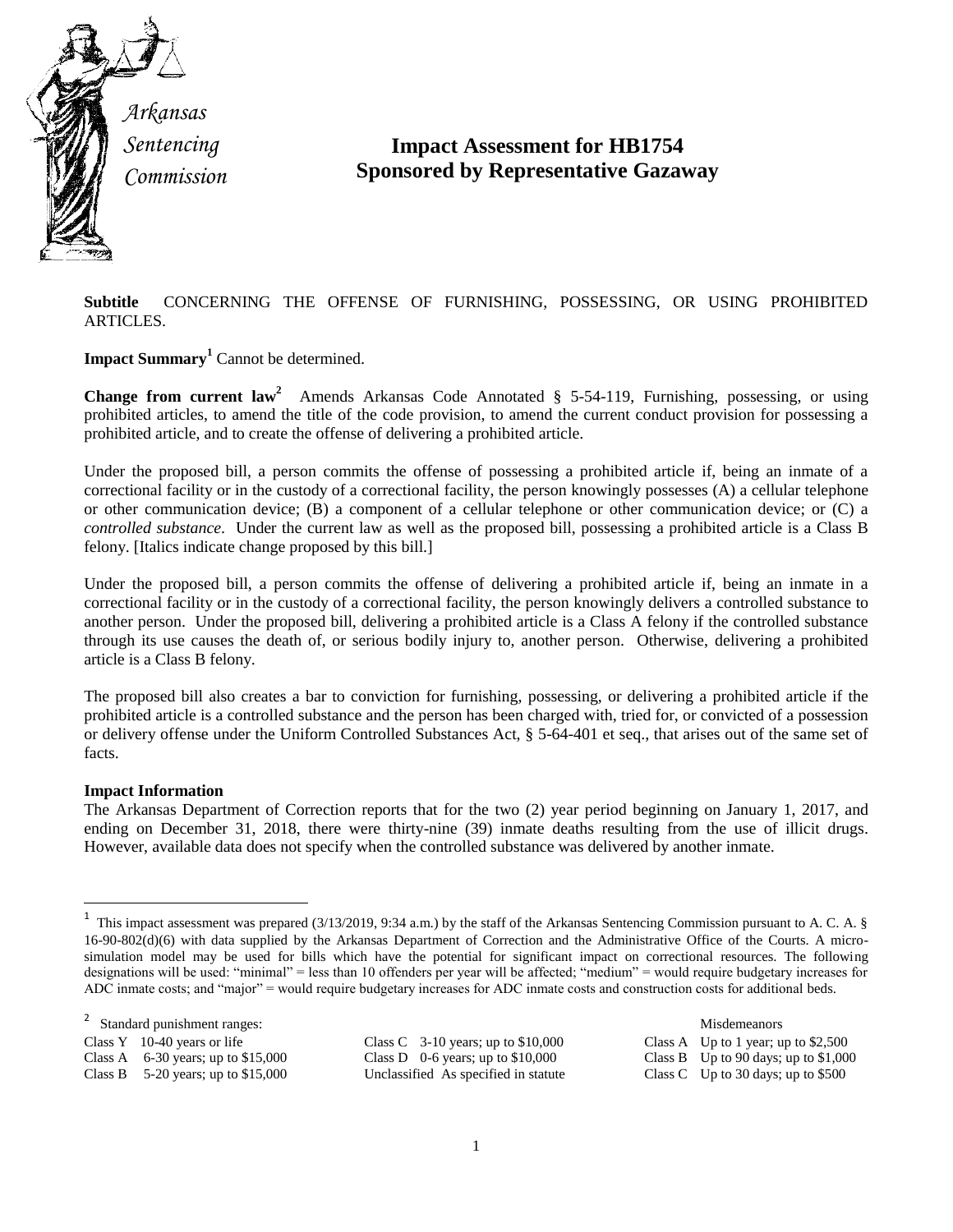Arkansas Sentencing Commission

# Impact Assessment for HB1754
## Sponsored by Representative Gazaway

**Subtitle** CONCERNING THE OFFENSE OF FURNISHING, POSSESSING, OR USING PROHIBITED ARTICLES.

**Impact Summary**[1] Cannot be determined.

**Change from current law**[2] Amends Arkansas Code Annotated § 5-54-119, Furnishing, possessing, or using prohibited articles, to amend the title of the code provision, to amend the current conduct provision for possessing a prohibited article, and to create the offense of delivering a prohibited article.

Under the proposed bill, a person commits the offense of possessing a prohibited article if, being an inmate of a correctional facility or in the custody of a correctional facility, the person knowingly possesses (A) a cellular telephone or other communication device; (B) a component of a cellular telephone or other communication device; or (C) a *controlled substance*. Under the current law as well as the proposed bill, possessing a prohibited article is a Class B felony. [Italics indicate change proposed by this bill.]

Under the proposed bill, a person commits the offense of delivering a prohibited article if, being an inmate in a correctional facility or in the custody of a correctional facility, the person knowingly delivers a controlled substance to another person. Under the proposed bill, delivering a prohibited article is a Class A felony if the controlled substance through its use causes the death of, or serious bodily injury to, another person. Otherwise, delivering a prohibited article is a Class B felony.

The proposed bill also creates a bar to conviction for furnishing, possessing, or delivering a prohibited article if the prohibited article is a controlled substance and the person has been charged with, tried for, or convicted of a possession or delivery offense under the Uniform Controlled Substances Act, § 5-64-401 et seq., that arises out of the same set of facts.

**Impact Information**
The Arkansas Department of Correction reports that for the two (2) year period beginning on January 1, 2017, and ending on December 31, 2018, there were thirty-nine (39) inmate deaths resulting from the use of illicit drugs. However, available data does not specify when the controlled substance was delivered by another inmate.

---

[1] This impact assessment was prepared (3/13/2019, 9:34 a.m.) by the staff of the Arkansas Sentencing Commission pursuant to A. C. A. § 16-90-802(d)(6) with data supplied by the Arkansas Department of Correction and the Administrative Office of the Courts. A micro-simulation model may be used for bills which have the potential for significant impact on correctional resources. The following designations will be used: "minimal" = less than 10 offenders per year will be affected; "medium" = would require budgetary increases for ADC inmate costs; and "major" = would require budgetary increases for ADC inmate costs and construction costs for additional beds.

[2] Standard punishment ranges:

| | | Misdemeanors |
|---|---|---|
| Class Y 10-40 years or life | Class C 3-10 years; up to $10,000 | Class A Up to 1 year; up to $2,500 |
| Class A 6-30 years; up to $15,000 | Class D 0-6 years; up to $10,000 | Class B Up to 90 days; up to $1,000 |
| Class B 5-20 years; up to $15,000 | Unclassified As specified in statute | Class C Up to 30 days; up to $500 |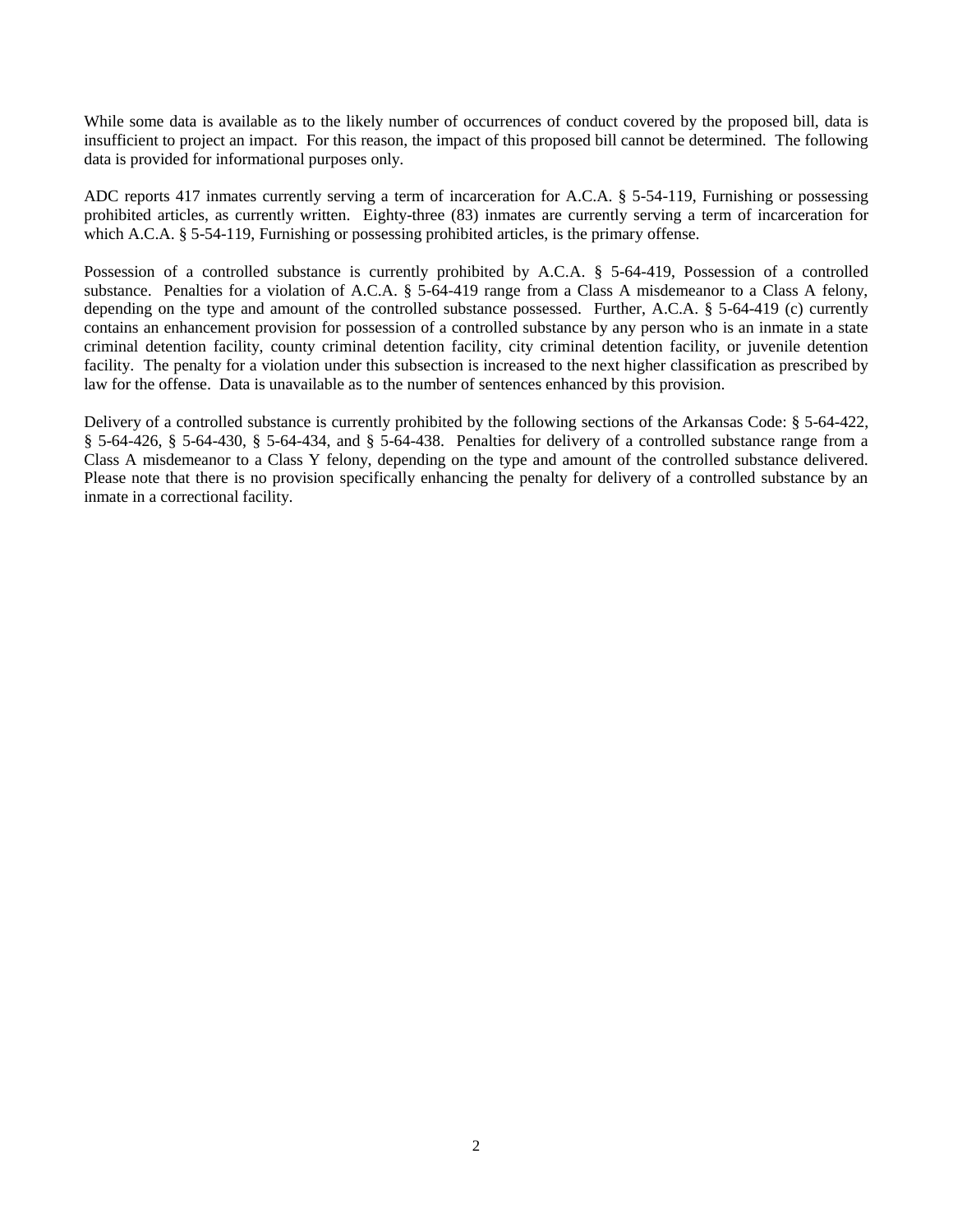While some data is available as to the likely number of occurrences of conduct covered by the proposed bill, data is insufficient to project an impact. For this reason, the impact of this proposed bill cannot be determined. The following data is provided for informational purposes only.

ADC reports 417 inmates currently serving a term of incarceration for A.C.A. § 5-54-119, Furnishing or possessing prohibited articles, as currently written. Eighty-three (83) inmates are currently serving a term of incarceration for which A.C.A. § 5-54-119, Furnishing or possessing prohibited articles, is the primary offense.

Possession of a controlled substance is currently prohibited by A.C.A. § 5-64-419, Possession of a controlled substance. Penalties for a violation of A.C.A. § 5-64-419 range from a Class A misdemeanor to a Class A felony, depending on the type and amount of the controlled substance possessed. Further, A.C.A. § 5-64-419 (c) currently contains an enhancement provision for possession of a controlled substance by any person who is an inmate in a state criminal detention facility, county criminal detention facility, city criminal detention facility, or juvenile detention facility. The penalty for a violation under this subsection is increased to the next higher classification as prescribed by law for the offense. Data is unavailable as to the number of sentences enhanced by this provision.

Delivery of a controlled substance is currently prohibited by the following sections of the Arkansas Code: § 5-64-422, § 5-64-426, § 5-64-430, § 5-64-434, and § 5-64-438. Penalties for delivery of a controlled substance range from a Class A misdemeanor to a Class Y felony, depending on the type and amount of the controlled substance delivered. Please note that there is no provision specifically enhancing the penalty for delivery of a controlled substance by an inmate in a correctional facility.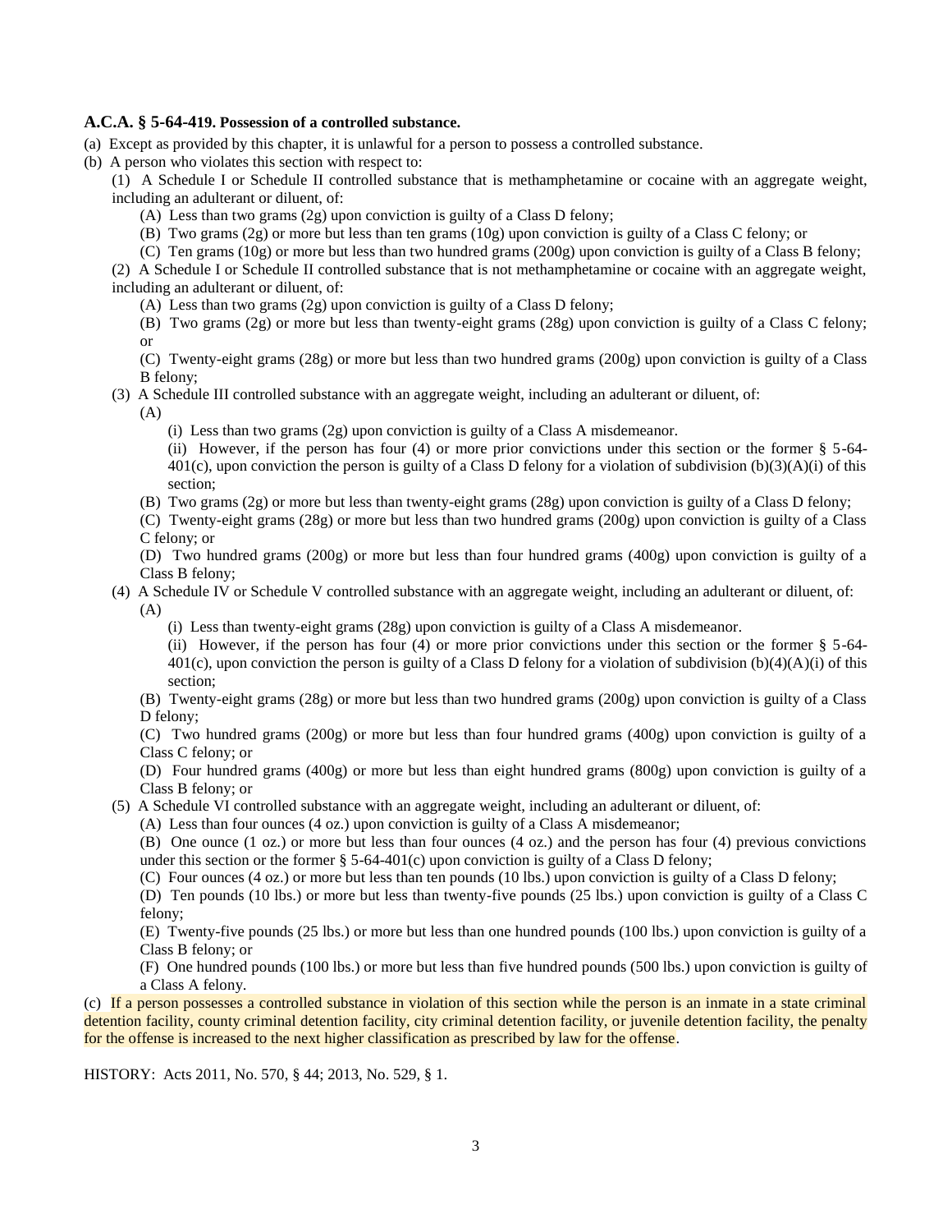**A.C.A. § 5-64-419. Possession of a controlled substance.**

(a) Except as provided by this chapter, it is unlawful for a person to possess a controlled substance.

(b) A person who violates this section with respect to:

(1) A Schedule I or Schedule II controlled substance that is methamphetamine or cocaine with an aggregate weight, including an adulterant or diluent, of:

(A) Less than two grams (2g) upon conviction is guilty of a Class D felony;

(B) Two grams (2g) or more but less than ten grams (10g) upon conviction is guilty of a Class C felony; or

(C) Ten grams (10g) or more but less than two hundred grams (200g) upon conviction is guilty of a Class B felony;

(2) A Schedule I or Schedule II controlled substance that is not methamphetamine or cocaine with an aggregate weight, including an adulterant or diluent, of:

(A) Less than two grams (2g) upon conviction is guilty of a Class D felony;

(B) Two grams (2g) or more but less than twenty-eight grams (28g) upon conviction is guilty of a Class C felony; or

(C) Twenty-eight grams (28g) or more but less than two hundred grams (200g) upon conviction is guilty of a Class B felony;

(3) A Schedule III controlled substance with an aggregate weight, including an adulterant or diluent, of:

(A)

(i) Less than two grams (2g) upon conviction is guilty of a Class A misdemeanor.

(ii) However, if the person has four (4) or more prior convictions under this section or the former § 5-64-401(c), upon conviction the person is guilty of a Class D felony for a violation of subdivision (b)(3)(A)(i) of this section;

(B) Two grams (2g) or more but less than twenty-eight grams (28g) upon conviction is guilty of a Class D felony;

(C) Twenty-eight grams (28g) or more but less than two hundred grams (200g) upon conviction is guilty of a Class C felony; or

(D) Two hundred grams (200g) or more but less than four hundred grams (400g) upon conviction is guilty of a Class B felony;

(4) A Schedule IV or Schedule V controlled substance with an aggregate weight, including an adulterant or diluent, of:

(A)

(i) Less than twenty-eight grams (28g) upon conviction is guilty of a Class A misdemeanor.

(ii) However, if the person has four (4) or more prior convictions under this section or the former § 5-64-401(c), upon conviction the person is guilty of a Class D felony for a violation of subdivision (b)(4)(A)(i) of this section;

(B) Twenty-eight grams (28g) or more but less than two hundred grams (200g) upon conviction is guilty of a Class D felony;

(C) Two hundred grams (200g) or more but less than four hundred grams (400g) upon conviction is guilty of a Class C felony; or

(D) Four hundred grams (400g) or more but less than eight hundred grams (800g) upon conviction is guilty of a Class B felony; or

(5) A Schedule VI controlled substance with an aggregate weight, including an adulterant or diluent, of:

(A) Less than four ounces (4 oz.) upon conviction is guilty of a Class A misdemeanor;

(B) One ounce (1 oz.) or more but less than four ounces (4 oz.) and the person has four (4) previous convictions under this section or the former § 5-64-401(c) upon conviction is guilty of a Class D felony;

(C) Four ounces (4 oz.) or more but less than ten pounds (10 lbs.) upon conviction is guilty of a Class D felony;

(D) Ten pounds (10 lbs.) or more but less than twenty-five pounds (25 lbs.) upon conviction is guilty of a Class C felony;

(E) Twenty-five pounds (25 lbs.) or more but less than one hundred pounds (100 lbs.) upon conviction is guilty of a Class B felony; or

(F) One hundred pounds (100 lbs.) or more but less than five hundred pounds (500 lbs.) upon conviction is guilty of a Class A felony.

(c) If a person possesses a controlled substance in violation of this section while the person is an inmate in a state criminal detention facility, county criminal detention facility, city criminal detention facility, or juvenile detention facility, the penalty for the offense is increased to the next higher classification as prescribed by law for the offense.

HISTORY: Acts 2011, No. 570, § 44; 2013, No. 529, § 1.